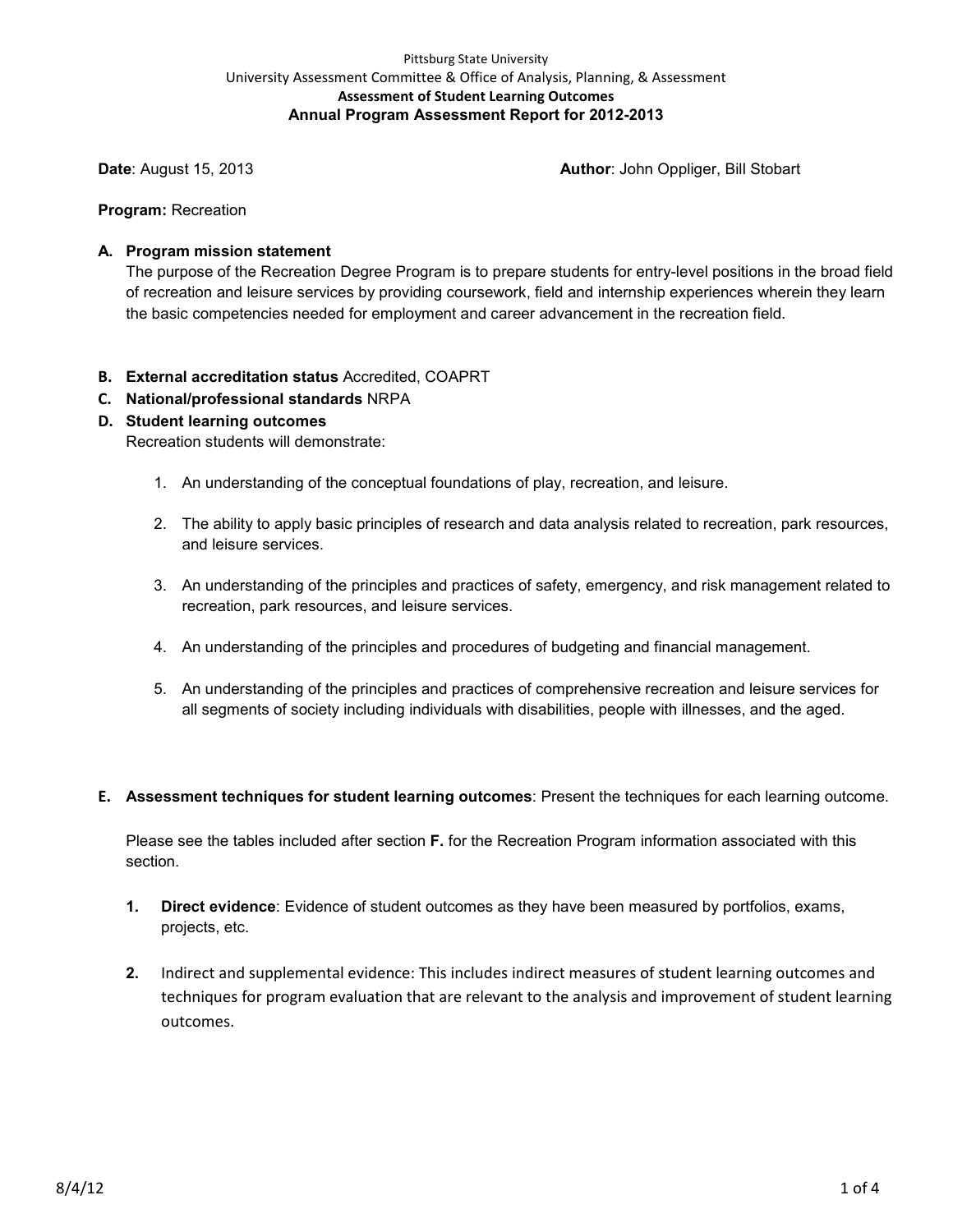Pittsburg State University

University Assessment Committee & Office of Analysis, Planning, & Assessment

**Assessment of Student Learning Outcomes**

# Annual Program Assessment Report for 2012-2013

**Date**: August 15, 2013 **Author**: John Oppliger, Bill Stobart

**Program:** Recreation

**A. Program mission statement**

The purpose of the Recreation Degree Program is to prepare students for entry-level positions in the broad field of recreation and leisure services by providing coursework, field and internship experiences wherein they learn the basic competencies needed for employment and career advancement in the recreation field.

**B. External accreditation status** Accredited, COAPRT

**C. National/professional standards** NRPA

**D. Student learning outcomes**

Recreation students will demonstrate:

1. An understanding of the conceptual foundations of play, recreation, and leisure.
2. The ability to apply basic principles of research and data analysis related to recreation, park resources, and leisure services.
3. An understanding of the principles and practices of safety, emergency, and risk management related to recreation, park resources, and leisure services.
4. An understanding of the principles and procedures of budgeting and financial management.
5. An understanding of the principles and practices of comprehensive recreation and leisure services for all segments of society including individuals with disabilities, people with illnesses, and the aged.

**E. Assessment techniques for student learning outcomes**: Present the techniques for each learning outcome.

Please see the tables included after section **F.** for the Recreation Program information associated with this section.

1. **Direct evidence**: Evidence of student outcomes as they have been measured by portfolios, exams, projects, etc.
2. Indirect and supplemental evidence: This includes indirect measures of student learning outcomes and techniques for program evaluation that are relevant to the analysis and improvement of student learning outcomes.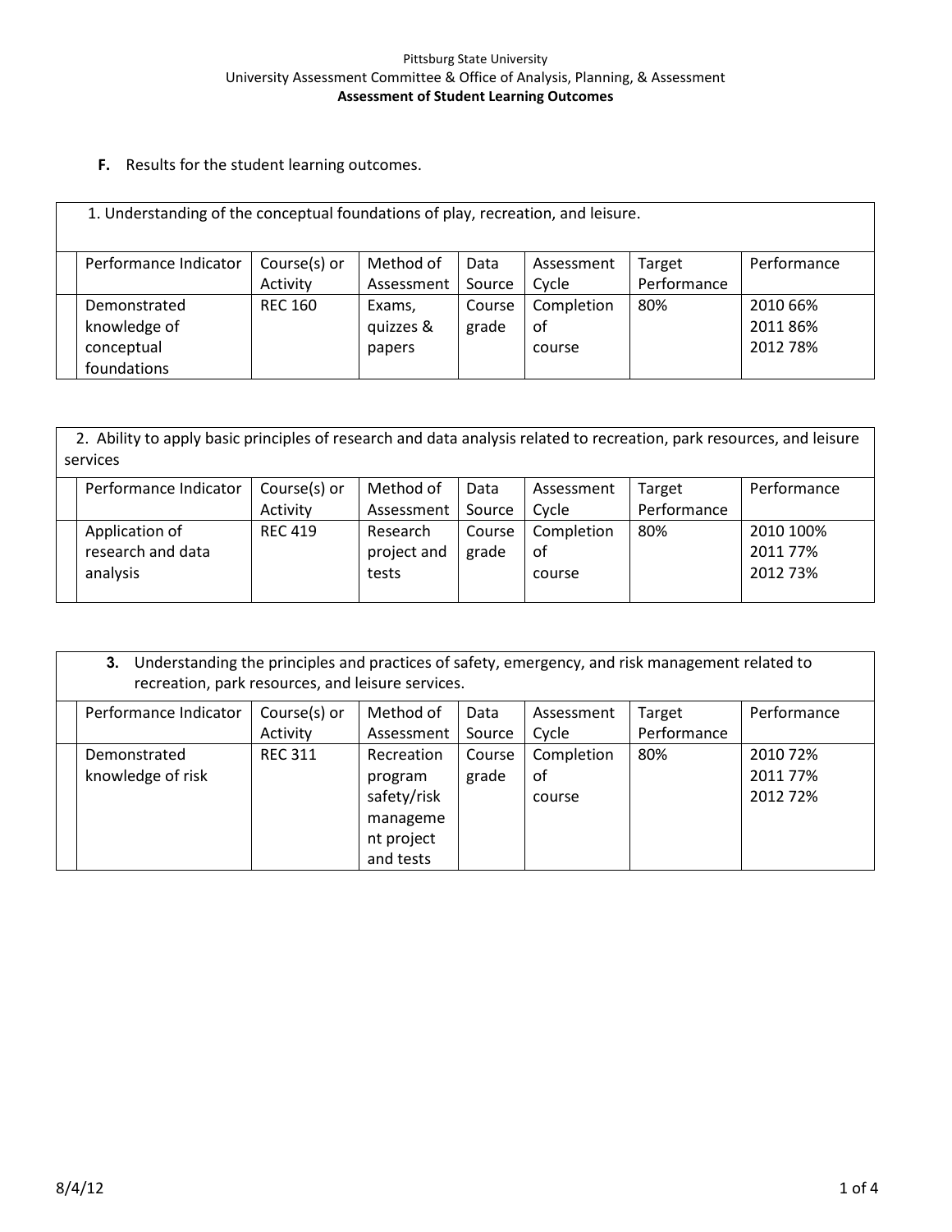Pittsburg State University
University Assessment Committee & Office of Analysis, Planning, & Assessment
**Assessment of Student Learning Outcomes**

**F.** Results for the student learning outcomes.

| 1. Understanding of the conceptual foundations of play, recreation, and leisure. | | | | | | |
|---|---|---|---|---|---|---|
| Performance Indicator | Course(s) or Activity | Method of Assessment | Data Source | Assessment Cycle | Target Performance | Performance |
| Demonstrated knowledge of conceptual foundations | REC 160 | Exams, quizzes & papers | Course grade | Completion of course | 80% | 2010 66%<br>2011 86%<br>2012 78% |

| 2. Ability to apply basic principles of research and data analysis related to recreation, park resources, and leisure services | | | | | | |
|---|---|---|---|---|---|---|
| Performance Indicator | Course(s) or Activity | Method of Assessment | Data Source | Assessment Cycle | Target Performance | Performance |
| Application of research and data analysis | REC 419 | Research project and tests | Course grade | Completion of course | 80% | 2010 100%<br>2011 77%<br>2012 73% |

| 3. Understanding the principles and practices of safety, emergency, and risk management related to recreation, park resources, and leisure services. | | | | | | |
|---|---|---|---|---|---|---|
| Performance Indicator | Course(s) or Activity | Method of Assessment | Data Source | Assessment Cycle | Target Performance | Performance |
| Demonstrated knowledge of risk | REC 311 | Recreation program safety/risk management project and tests | Course grade | Completion of course | 80% | 2010 72%<br>2011 77%<br>2012 72% |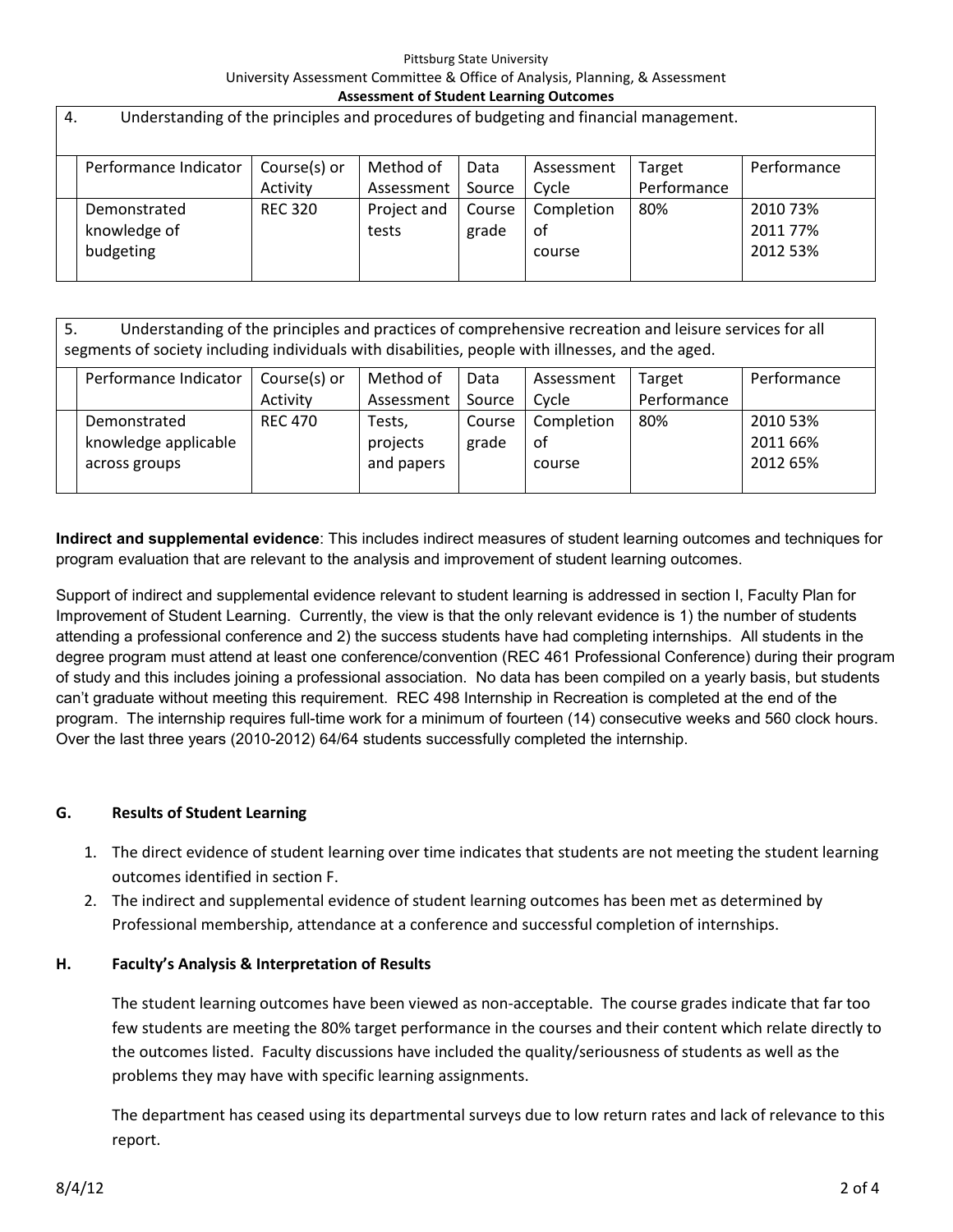Pittsburg State University
University Assessment Committee & Office of Analysis, Planning, & Assessment
**Assessment of Student Learning Outcomes**

| 4. Understanding of the principles and procedures of budgeting and financial management. | | | | | | | |
|---|---|---|---|---|---|---|---|
| | Performance Indicator | Course(s) or Activity | Method of Assessment | Data Source | Assessment Cycle | Target Performance | Performance |
| | Demonstrated knowledge of budgeting | REC 320 | Project and tests | Course grade | Completion of course | 80% | 2010 73%<br>2011 77%<br>2012 53% |

| 5. Understanding of the principles and practices of comprehensive recreation and leisure services for all segments of society including individuals with disabilities, people with illnesses, and the aged. | | | | | | | |
|---|---|---|---|---|---|---|---|
| | Performance Indicator | Course(s) or Activity | Method of Assessment | Data Source | Assessment Cycle | Target Performance | Performance |
| | Demonstrated knowledge applicable across groups | REC 470 | Tests, projects and papers | Course grade | Completion of course | 80% | 2010 53%<br>2011 66%<br>2012 65% |

**Indirect and supplemental evidence**: This includes indirect measures of student learning outcomes and techniques for program evaluation that are relevant to the analysis and improvement of student learning outcomes.

Support of indirect and supplemental evidence relevant to student learning is addressed in section I, Faculty Plan for Improvement of Student Learning. Currently, the view is that the only relevant evidence is 1) the number of students attending a professional conference and 2) the success students have had completing internships. All students in the degree program must attend at least one conference/convention (REC 461 Professional Conference) during their program of study and this includes joining a professional association. No data has been compiled on a yearly basis, but students can't graduate without meeting this requirement. REC 498 Internship in Recreation is completed at the end of the program. The internship requires full-time work for a minimum of fourteen (14) consecutive weeks and 560 clock hours. Over the last three years (2010-2012) 64/64 students successfully completed the internship.

## G. Results of Student Learning

1. The direct evidence of student learning over time indicates that students are not meeting the student learning outcomes identified in section F.
2. The indirect and supplemental evidence of student learning outcomes has been met as determined by Professional membership, attendance at a conference and successful completion of internships.

## H. Faculty's Analysis & Interpretation of Results

The student learning outcomes have been viewed as non-acceptable. The course grades indicate that far too few students are meeting the 80% target performance in the courses and their content which relate directly to the outcomes listed. Faculty discussions have included the quality/seriousness of students as well as the problems they may have with specific learning assignments.

The department has ceased using its departmental surveys due to low return rates and lack of relevance to this report.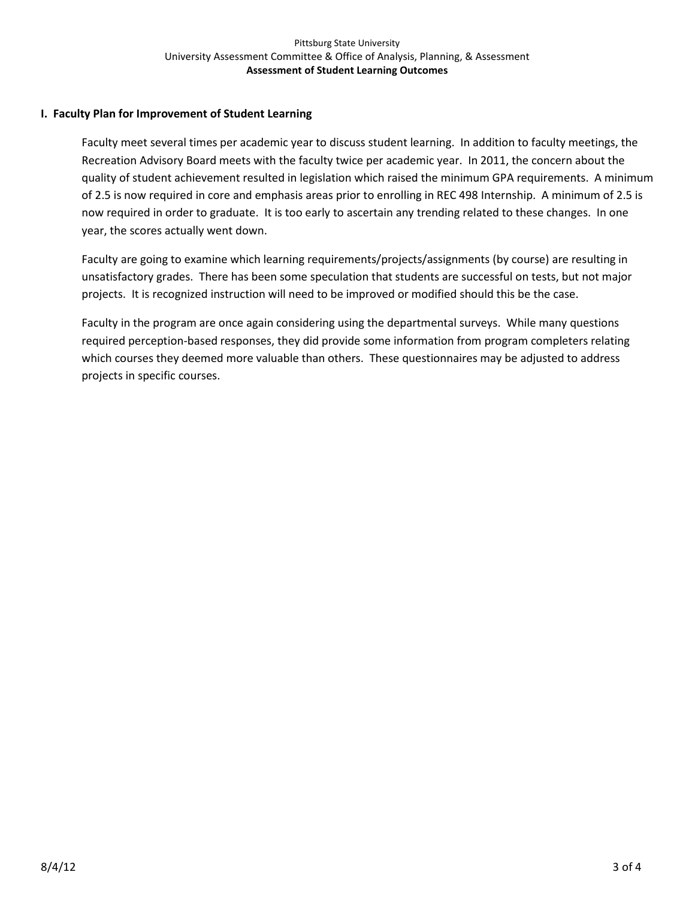## I. Faculty Plan for Improvement of Student Learning

Faculty meet several times per academic year to discuss student learning. In addition to faculty meetings, the Recreation Advisory Board meets with the faculty twice per academic year. In 2011, the concern about the quality of student achievement resulted in legislation which raised the minimum GPA requirements. A minimum of 2.5 is now required in core and emphasis areas prior to enrolling in REC 498 Internship. A minimum of 2.5 is now required in order to graduate. It is too early to ascertain any trending related to these changes. In one year, the scores actually went down.

Faculty are going to examine which learning requirements/projects/assignments (by course) are resulting in unsatisfactory grades. There has been some speculation that students are successful on tests, but not major projects. It is recognized instruction will need to be improved or modified should this be the case.

Faculty in the program are once again considering using the departmental surveys. While many questions required perception-based responses, they did provide some information from program completers relating which courses they deemed more valuable than others. These questionnaires may be adjusted to address projects in specific courses.